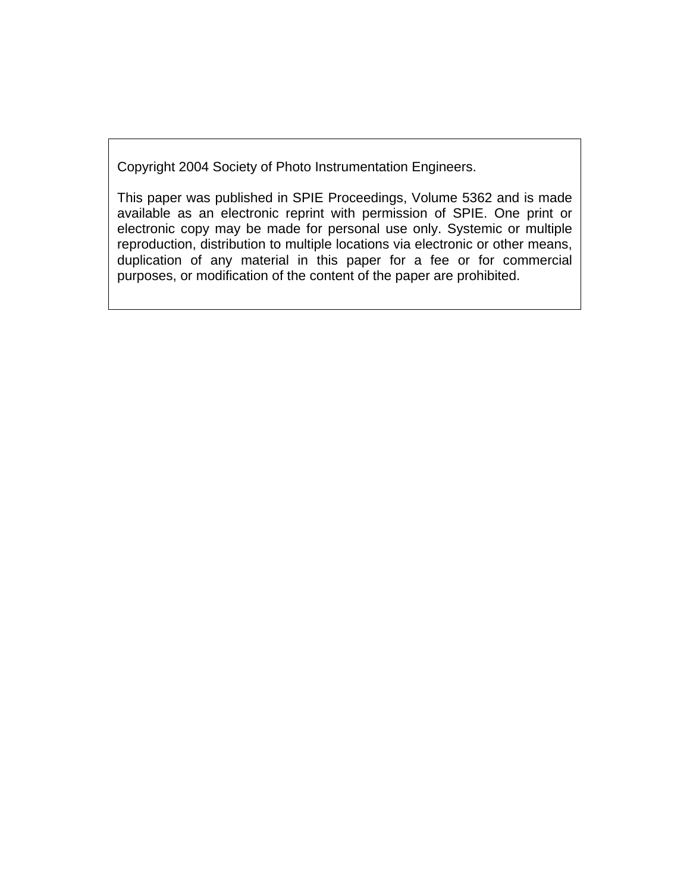Copyright 2004 Society of Photo Instrumentation Engineers.

This paper was published in SPIE Proceedings, Volume 5362 and is made available as an electronic reprint with permission of SPIE. One print or electronic copy may be made for personal use only. Systemic or multiple reproduction, distribution to multiple locations via electronic or other means, duplication of any material in this paper for a fee or for commercial purposes, or modification of the content of the paper are prohibited.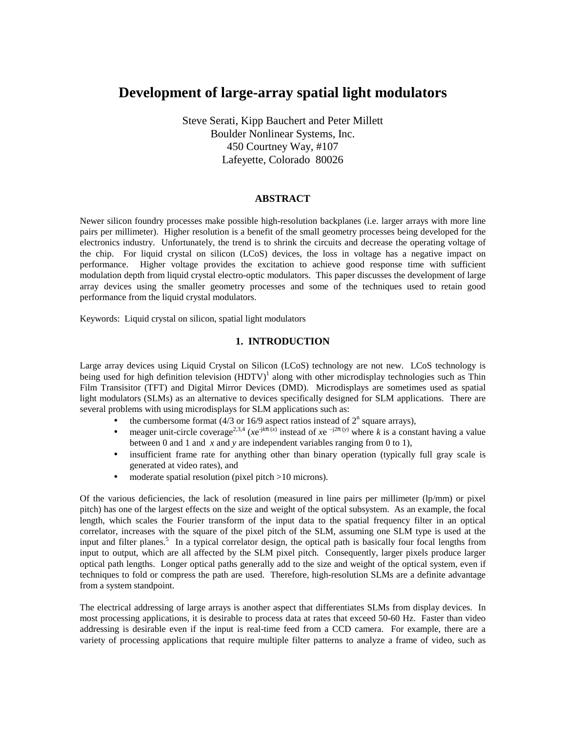# Development of large-array spatial light modulators

Steve Serati, Kipp Bauchert and Peter Millett
Boulder Nonlinear Systems, Inc.
450 Courtney Way, #107
Lafeyette, Colorado 80026

## ABSTRACT

Newer silicon foundry processes make possible high-resolution backplanes (i.e. larger arrays with more line pairs per millimeter). Higher resolution is a benefit of the small geometry processes being developed for the electronics industry. Unfortunately, the trend is to shrink the circuits and decrease the operating voltage of the chip. For liquid crystal on silicon (LCoS) devices, the loss in voltage has a negative impact on performance. Higher voltage provides the excitation to achieve good response time with sufficient modulation depth from liquid crystal electro-optic modulators. This paper discusses the development of large array devices using the smaller geometry processes and some of the techniques used to retain good performance from the liquid crystal modulators.

Keywords: Liquid crystal on silicon, spatial light modulators

## 1. INTRODUCTION

Large array devices using Liquid Crystal on Silicon (LCoS) technology are not new. LCoS technology is being used for high definition television (HDTV)[1] along with other microdisplay technologies such as Thin Film Transisitor (TFT) and Digital Mirror Devices (DMD). Microdisplays are sometimes used as spatial light modulators (SLMs) as an alternative to devices specifically designed for SLM applications. There are several problems with using microdisplays for SLM applications such as:

- the cumbersome format (4/3 or 16/9 aspect ratios instead of $2^n$ square arrays),
- meager unit-circle coverage[2,3,4] ($xe^{-jk\pi(x)}$ instead of $xe^{-j2\pi(y)}$ where $k$ is a constant having a value between 0 and 1 and $x$ and $y$ are independent variables ranging from 0 to 1),
- insufficient frame rate for anything other than binary operation (typically full gray scale is generated at video rates), and
- moderate spatial resolution (pixel pitch >10 microns).

Of the various deficiencies, the lack of resolution (measured in line pairs per millimeter (lp/mm) or pixel pitch) has one of the largest effects on the size and weight of the optical subsystem. As an example, the focal length, which scales the Fourier transform of the input data to the spatial frequency filter in an optical correlator, increases with the square of the pixel pitch of the SLM, assuming one SLM type is used at the input and filter planes.[5] In a typical correlator design, the optical path is basically four focal lengths from input to output, which are all affected by the SLM pixel pitch. Consequently, larger pixels produce larger optical path lengths. Longer optical paths generally add to the size and weight of the optical system, even if techniques to fold or compress the path are used. Therefore, high-resolution SLMs are a definite advantage from a system standpoint.

The electrical addressing of large arrays is another aspect that differentiates SLMs from display devices. In most processing applications, it is desirable to process data at rates that exceed 50-60 Hz. Faster than video addressing is desirable even if the input is real-time feed from a CCD camera. For example, there are a variety of processing applications that require multiple filter patterns to analyze a frame of video, such as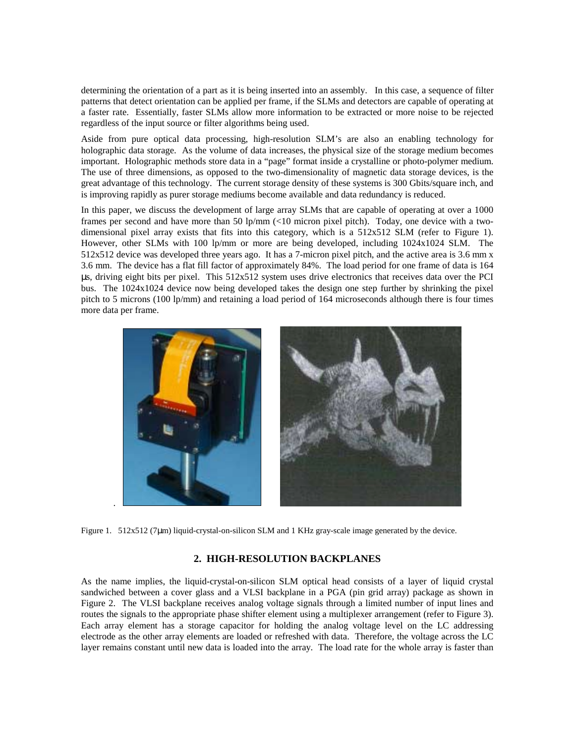determining the orientation of a part as it is being inserted into an assembly. In this case, a sequence of filter patterns that detect orientation can be applied per frame, if the SLMs and detectors are capable of operating at a faster rate. Essentially, faster SLMs allow more information to be extracted or more noise to be rejected regardless of the input source or filter algorithms being used.

Aside from pure optical data processing, high-resolution SLM's are also an enabling technology for holographic data storage. As the volume of data increases, the physical size of the storage medium becomes important. Holographic methods store data in a "page" format inside a crystalline or photo-polymer medium. The use of three dimensions, as opposed to the two-dimensionality of magnetic data storage devices, is the great advantage of this technology. The current storage density of these systems is 300 Gbits/square inch, and is improving rapidly as purer storage mediums become available and data redundancy is reduced.

In this paper, we discuss the development of large array SLMs that are capable of operating at over a 1000 frames per second and have more than 50 lp/mm (<10 micron pixel pitch). Today, one device with a two-dimensional pixel array exists that fits into this category, which is a 512x512 SLM (refer to Figure 1). However, other SLMs with 100 lp/mm or more are being developed, including 1024x1024 SLM. The 512x512 device was developed three years ago. It has a 7-micron pixel pitch, and the active area is 3.6 mm x 3.6 mm. The device has a flat fill factor of approximately 84%. The load period for one frame of data is 164 μs, driving eight bits per pixel. This 512x512 system uses drive electronics that receives data over the PCI bus. The 1024x1024 device now being developed takes the design one step further by shrinking the pixel pitch to 5 microns (100 lp/mm) and retaining a load period of 164 microseconds although there is four times more data per frame.

Figure 1. 512x512 (7μm) liquid-crystal-on-silicon SLM and 1 KHz gray-scale image generated by the device.

## 2. HIGH-RESOLUTION BACKPLANES

As the name implies, the liquid-crystal-on-silicon SLM optical head consists of a layer of liquid crystal sandwiched between a cover glass and a VLSI backplane in a PGA (pin grid array) package as shown in Figure 2. The VLSI backplane receives analog voltage signals through a limited number of input lines and routes the signals to the appropriate phase shifter element using a multiplexer arrangement (refer to Figure 3). Each array element has a storage capacitor for holding the analog voltage level on the LC addressing electrode as the other array elements are loaded or refreshed with data. Therefore, the voltage across the LC layer remains constant until new data is loaded into the array. The load rate for the whole array is faster than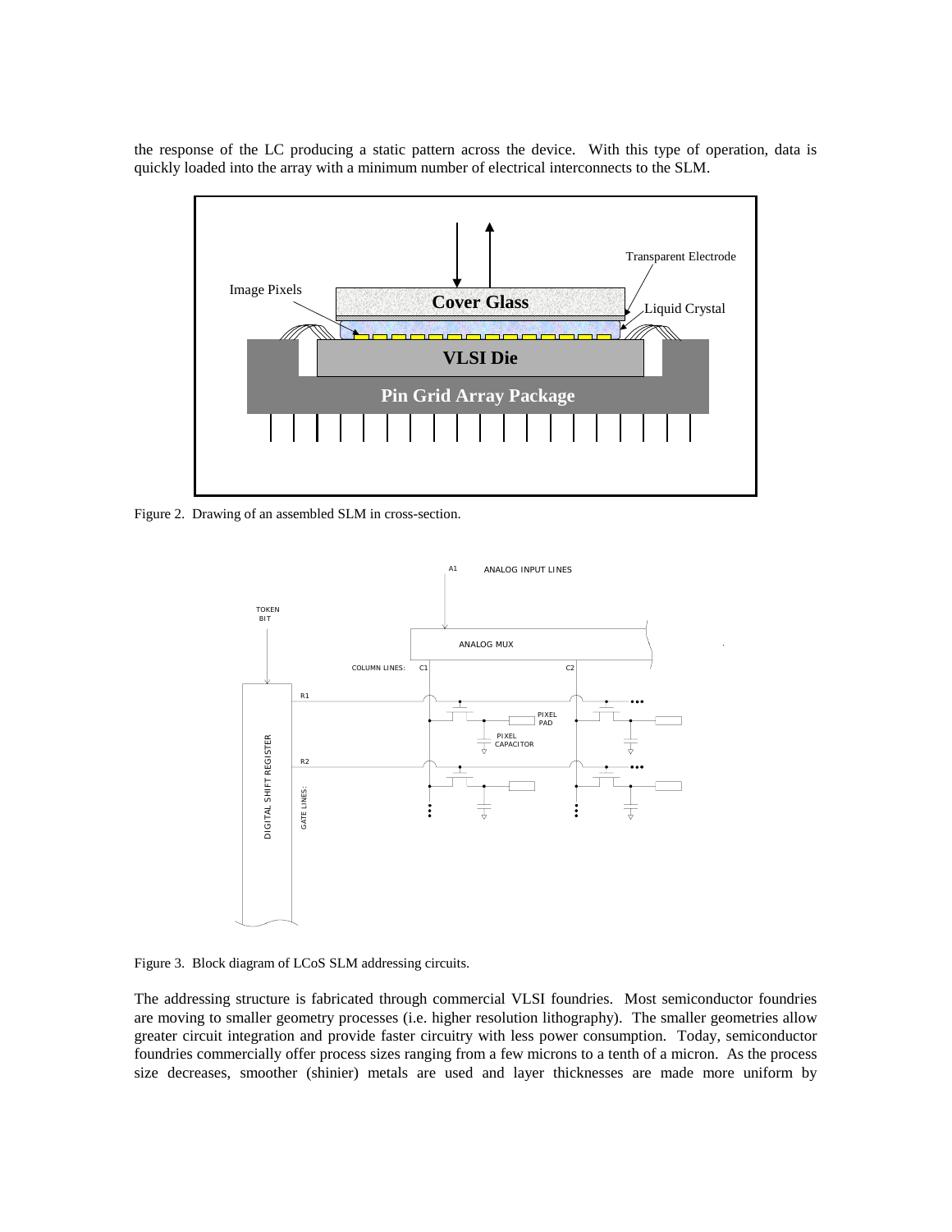the response of the LC producing a static pattern across the device. With this type of operation, data is quickly loaded into the array with a minimum number of electrical interconnects to the SLM.

Figure 2. Drawing of an assembled SLM in cross-section.

Figure 3. Block diagram of LCoS SLM addressing circuits.

The addressing structure is fabricated through commercial VLSI foundries. Most semiconductor foundries are moving to smaller geometry processes (i.e. higher resolution lithography). The smaller geometries allow greater circuit integration and provide faster circuitry with less power consumption. Today, semiconductor foundries commercially offer process sizes ranging from a few microns to a tenth of a micron. As the process size decreases, smoother (shinier) metals are used and layer thicknesses are made more uniform by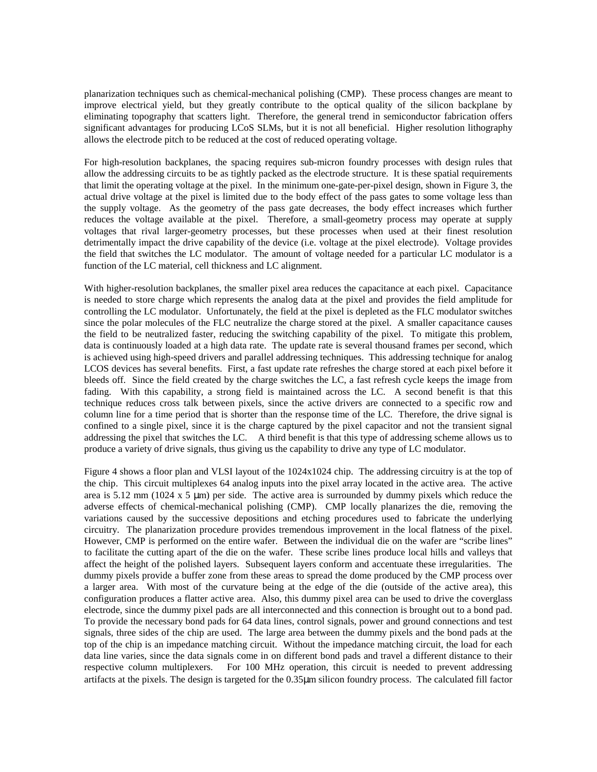planarization techniques such as chemical-mechanical polishing (CMP). These process changes are meant to improve electrical yield, but they greatly contribute to the optical quality of the silicon backplane by eliminating topography that scatters light. Therefore, the general trend in semiconductor fabrication offers significant advantages for producing LCoS SLMs, but it is not all beneficial. Higher resolution lithography allows the electrode pitch to be reduced at the cost of reduced operating voltage.

For high-resolution backplanes, the spacing requires sub-micron foundry processes with design rules that allow the addressing circuits to be as tightly packed as the electrode structure. It is these spatial requirements that limit the operating voltage at the pixel. In the minimum one-gate-per-pixel design, shown in Figure 3, the actual drive voltage at the pixel is limited due to the body effect of the pass gates to some voltage less than the supply voltage. As the geometry of the pass gate decreases, the body effect increases which further reduces the voltage available at the pixel. Therefore, a small-geometry process may operate at supply voltages that rival larger-geometry processes, but these processes when used at their finest resolution detrimentally impact the drive capability of the device (i.e. voltage at the pixel electrode). Voltage provides the field that switches the LC modulator. The amount of voltage needed for a particular LC modulator is a function of the LC material, cell thickness and LC alignment.

With higher-resolution backplanes, the smaller pixel area reduces the capacitance at each pixel. Capacitance is needed to store charge which represents the analog data at the pixel and provides the field amplitude for controlling the LC modulator. Unfortunately, the field at the pixel is depleted as the FLC modulator switches since the polar molecules of the FLC neutralize the charge stored at the pixel. A smaller capacitance causes the field to be neutralized faster, reducing the switching capability of the pixel. To mitigate this problem, data is continuously loaded at a high data rate. The update rate is several thousand frames per second, which is achieved using high-speed drivers and parallel addressing techniques. This addressing technique for analog LCOS devices has several benefits. First, a fast update rate refreshes the charge stored at each pixel before it bleeds off. Since the field created by the charge switches the LC, a fast refresh cycle keeps the image from fading. With this capability, a strong field is maintained across the LC. A second benefit is that this technique reduces cross talk between pixels, since the active drivers are connected to a specific row and column line for a time period that is shorter than the response time of the LC. Therefore, the drive signal is confined to a single pixel, since it is the charge captured by the pixel capacitor and not the transient signal addressing the pixel that switches the LC. A third benefit is that this type of addressing scheme allows us to produce a variety of drive signals, thus giving us the capability to drive any type of LC modulator.

Figure 4 shows a floor plan and VLSI layout of the 1024x1024 chip. The addressing circuitry is at the top of the chip. This circuit multiplexes 64 analog inputs into the pixel array located in the active area. The active area is 5.12 mm (1024 x 5 μm) per side. The active area is surrounded by dummy pixels which reduce the adverse effects of chemical-mechanical polishing (CMP). CMP locally planarizes the die, removing the variations caused by the successive depositions and etching procedures used to fabricate the underlying circuitry. The planarization procedure provides tremendous improvement in the local flatness of the pixel. However, CMP is performed on the entire wafer. Between the individual die on the wafer are "scribe lines" to facilitate the cutting apart of the die on the wafer. These scribe lines produce local hills and valleys that affect the height of the polished layers. Subsequent layers conform and accentuate these irregularities. The dummy pixels provide a buffer zone from these areas to spread the dome produced by the CMP process over a larger area. With most of the curvature being at the edge of the die (outside of the active area), this configuration produces a flatter active area. Also, this dummy pixel area can be used to drive the coverglass electrode, since the dummy pixel pads are all interconnected and this connection is brought out to a bond pad. To provide the necessary bond pads for 64 data lines, control signals, power and ground connections and test signals, three sides of the chip are used. The large area between the dummy pixels and the bond pads at the top of the chip is an impedance matching circuit. Without the impedance matching circuit, the load for each data line varies, since the data signals come in on different bond pads and travel a different distance to their respective column multiplexers. For 100 MHz operation, this circuit is needed to prevent addressing artifacts at the pixels. The design is targeted for the 0.35μm silicon foundry process. The calculated fill factor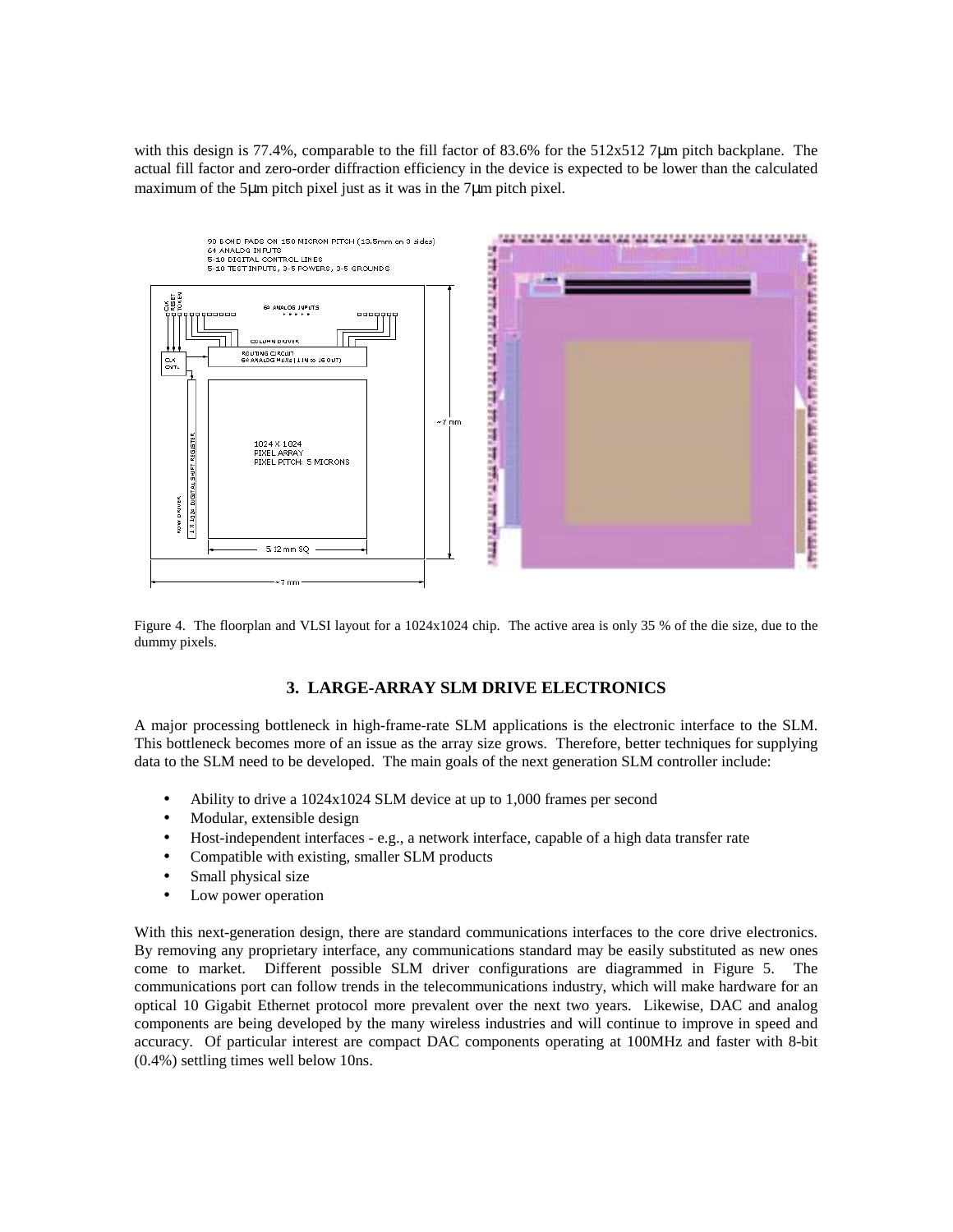with this design is 77.4%, comparable to the fill factor of 83.6% for the 512x512 7μm pitch backplane. The actual fill factor and zero-order diffraction efficiency in the device is expected to be lower than the calculated maximum of the 5μm pitch pixel just as it was in the 7μm pitch pixel.

Figure 4. The floorplan and VLSI layout for a 1024x1024 chip. The active area is only 35 % of the die size, due to the dummy pixels.

## 3. LARGE-ARRAY SLM DRIVE ELECTRONICS

A major processing bottleneck in high-frame-rate SLM applications is the electronic interface to the SLM. This bottleneck becomes more of an issue as the array size grows. Therefore, better techniques for supplying data to the SLM need to be developed. The main goals of the next generation SLM controller include:

- Ability to drive a 1024x1024 SLM device at up to 1,000 frames per second
- Modular, extensible design
- Host-independent interfaces - e.g., a network interface, capable of a high data transfer rate
- Compatible with existing, smaller SLM products
- Small physical size
- Low power operation

With this next-generation design, there are standard communications interfaces to the core drive electronics. By removing any proprietary interface, any communications standard may be easily substituted as new ones come to market. Different possible SLM driver configurations are diagrammed in Figure 5. The communications port can follow trends in the telecommunications industry, which will make hardware for an optical 10 Gigabit Ethernet protocol more prevalent over the next two years. Likewise, DAC and analog components are being developed by the many wireless industries and will continue to improve in speed and accuracy. Of particular interest are compact DAC components operating at 100MHz and faster with 8-bit (0.4%) settling times well below 10ns.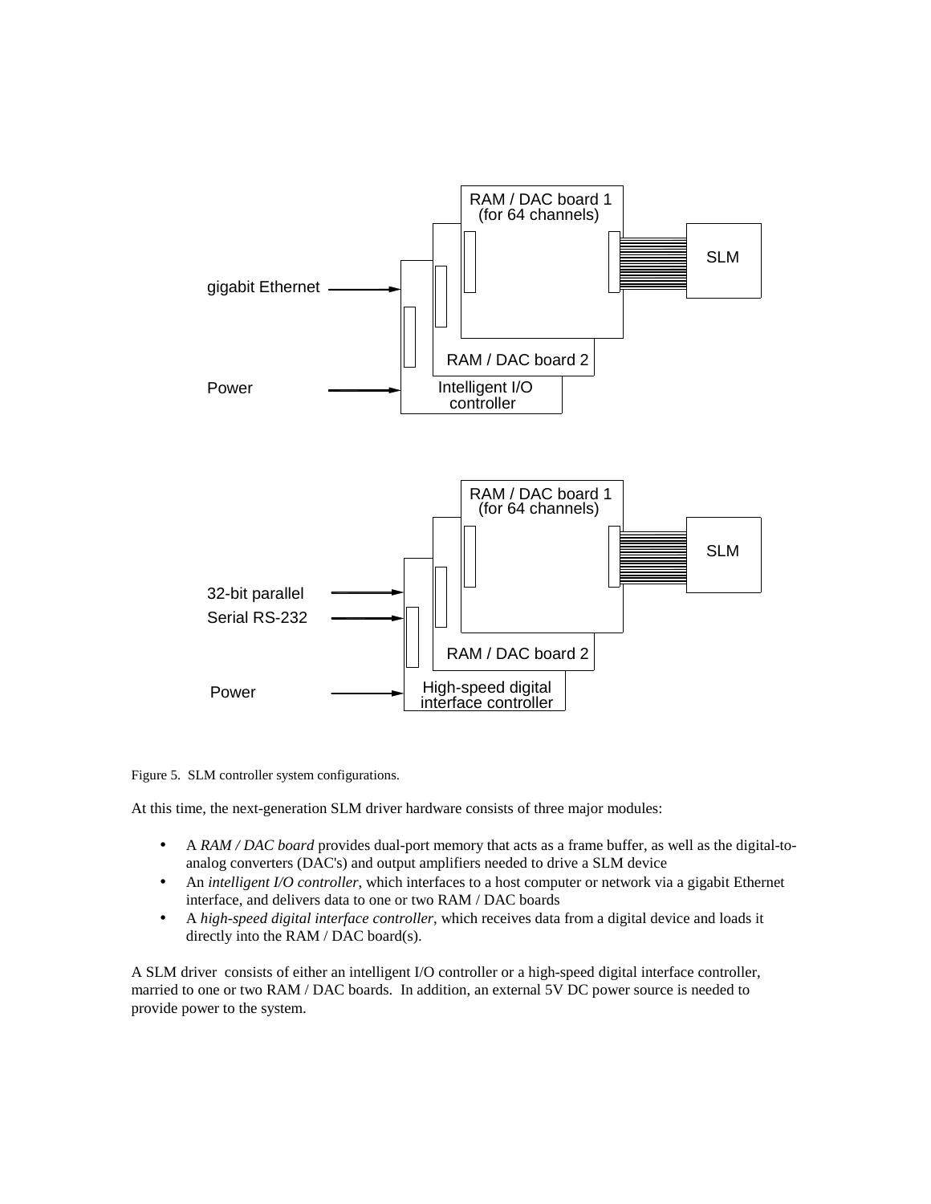Figure 5. SLM controller system configurations.

At this time, the next-generation SLM driver hardware consists of three major modules:

- A *RAM / DAC board* provides dual-port memory that acts as a frame buffer, as well as the digital-to-analog converters (DAC's) and output amplifiers needed to drive a SLM device
- An *intelligent I/O controller*, which interfaces to a host computer or network via a gigabit Ethernet interface, and delivers data to one or two RAM / DAC boards
- A *high-speed digital interface controller*, which receives data from a digital device and loads it directly into the RAM / DAC board(s).

A SLM driver consists of either an intelligent I/O controller or a high-speed digital interface controller, married to one or two RAM / DAC boards. In addition, an external 5V DC power source is needed to provide power to the system.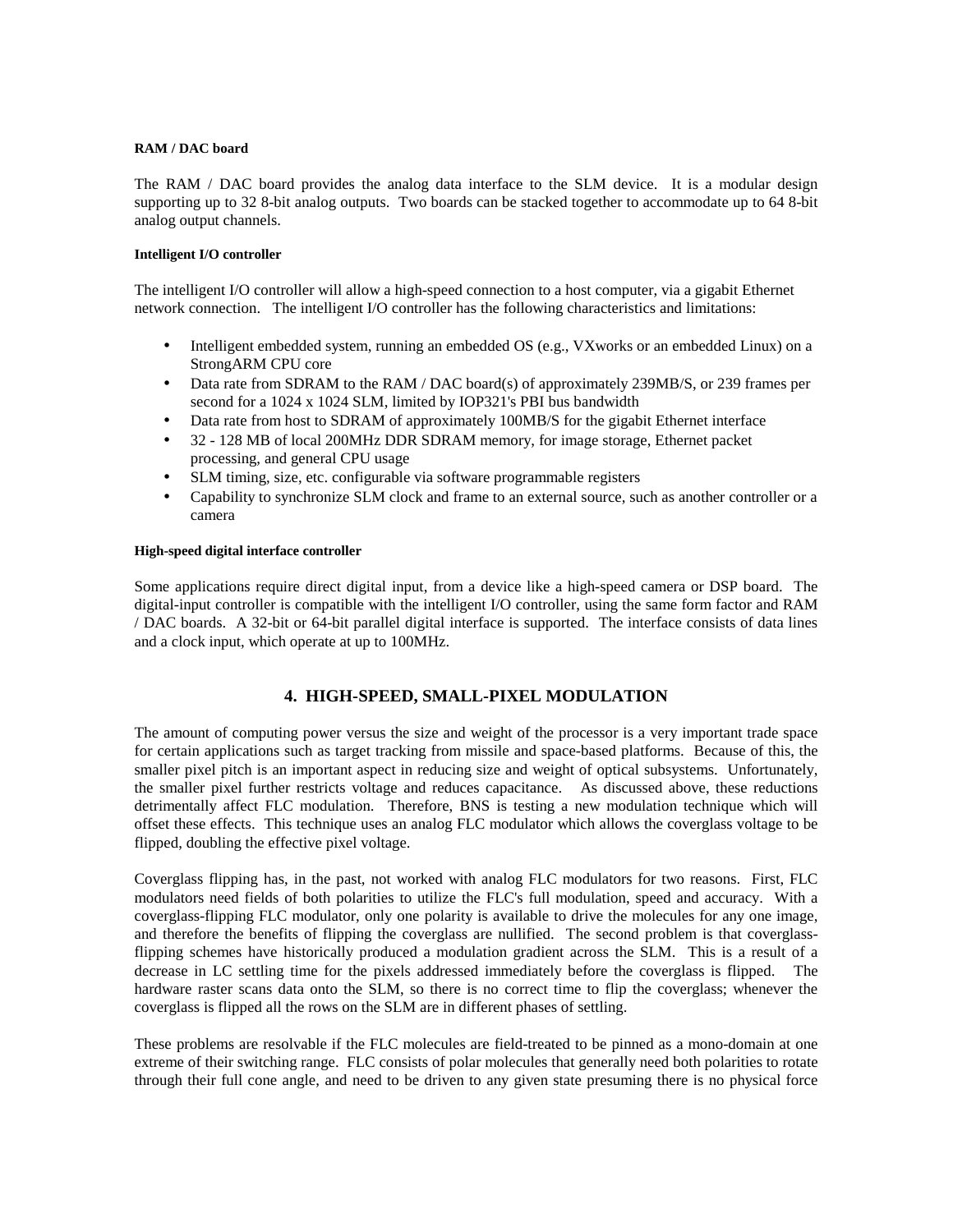#### RAM / DAC board

The RAM / DAC board provides the analog data interface to the SLM device. It is a modular design supporting up to 32 8-bit analog outputs. Two boards can be stacked together to accommodate up to 64 8-bit analog output channels.

#### Intelligent I/O controller

The intelligent I/O controller will allow a high-speed connection to a host computer, via a gigabit Ethernet network connection. The intelligent I/O controller has the following characteristics and limitations:

- Intelligent embedded system, running an embedded OS (e.g., VXworks or an embedded Linux) on a StrongARM CPU core
- Data rate from SDRAM to the RAM / DAC board(s) of approximately 239MB/S, or 239 frames per second for a 1024 x 1024 SLM, limited by IOP321's PBI bus bandwidth
- Data rate from host to SDRAM of approximately 100MB/S for the gigabit Ethernet interface
- 32 - 128 MB of local 200MHz DDR SDRAM memory, for image storage, Ethernet packet processing, and general CPU usage
- SLM timing, size, etc. configurable via software programmable registers
- Capability to synchronize SLM clock and frame to an external source, such as another controller or a camera

#### High-speed digital interface controller

Some applications require direct digital input, from a device like a high-speed camera or DSP board. The digital-input controller is compatible with the intelligent I/O controller, using the same form factor and RAM / DAC boards. A 32-bit or 64-bit parallel digital interface is supported. The interface consists of data lines and a clock input, which operate at up to 100MHz.

## 4. HIGH-SPEED, SMALL-PIXEL MODULATION

The amount of computing power versus the size and weight of the processor is a very important trade space for certain applications such as target tracking from missile and space-based platforms. Because of this, the smaller pixel pitch is an important aspect in reducing size and weight of optical subsystems. Unfortunately, the smaller pixel further restricts voltage and reduces capacitance. As discussed above, these reductions detrimentally affect FLC modulation. Therefore, BNS is testing a new modulation technique which will offset these effects. This technique uses an analog FLC modulator which allows the coverglass voltage to be flipped, doubling the effective pixel voltage.

Coverglass flipping has, in the past, not worked with analog FLC modulators for two reasons. First, FLC modulators need fields of both polarities to utilize the FLC's full modulation, speed and accuracy. With a coverglass-flipping FLC modulator, only one polarity is available to drive the molecules for any one image, and therefore the benefits of flipping the coverglass are nullified. The second problem is that coverglass-flipping schemes have historically produced a modulation gradient across the SLM. This is a result of a decrease in LC settling time for the pixels addressed immediately before the coverglass is flipped. The hardware raster scans data onto the SLM, so there is no correct time to flip the coverglass; whenever the coverglass is flipped all the rows on the SLM are in different phases of settling.

These problems are resolvable if the FLC molecules are field-treated to be pinned as a mono-domain at one extreme of their switching range. FLC consists of polar molecules that generally need both polarities to rotate through their full cone angle, and need to be driven to any given state presuming there is no physical force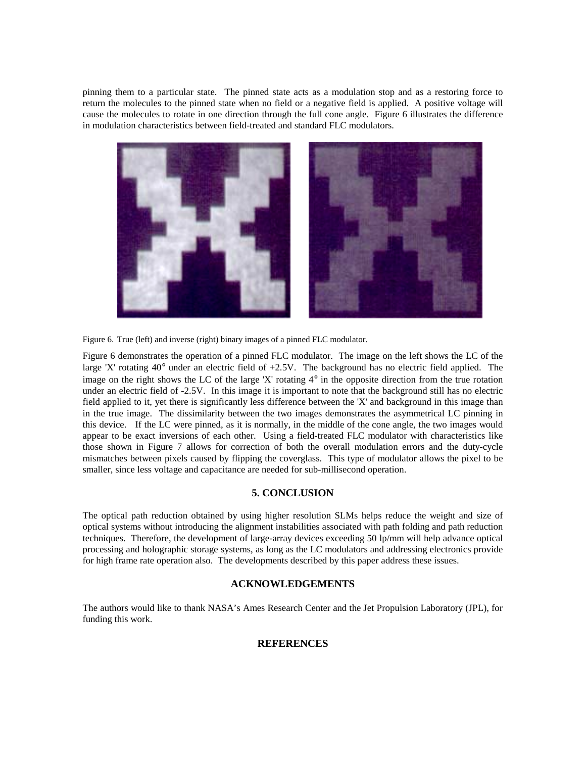pinning them to a particular state. The pinned state acts as a modulation stop and as a restoring force to return the molecules to the pinned state when no field or a negative field is applied. A positive voltage will cause the molecules to rotate in one direction through the full cone angle. Figure 6 illustrates the difference in modulation characteristics between field-treated and standard FLC modulators.

Figure 6. True (left) and inverse (right) binary images of a pinned FLC modulator.

Figure 6 demonstrates the operation of a pinned FLC modulator. The image on the left shows the LC of the large 'X' rotating 40° under an electric field of +2.5V. The background has no electric field applied. The image on the right shows the LC of the large 'X' rotating 4° in the opposite direction from the true rotation under an electric field of -2.5V. In this image it is important to note that the background still has no electric field applied to it, yet there is significantly less difference between the 'X' and background in this image than in the true image. The dissimilarity between the two images demonstrates the asymmetrical LC pinning in this device. If the LC were pinned, as it is normally, in the middle of the cone angle, the two images would appear to be exact inversions of each other. Using a field-treated FLC modulator with characteristics like those shown in Figure 7 allows for correction of both the overall modulation errors and the duty-cycle mismatches between pixels caused by flipping the coverglass. This type of modulator allows the pixel to be smaller, since less voltage and capacitance are needed for sub-millisecond operation.

## 5. CONCLUSION

The optical path reduction obtained by using higher resolution SLMs helps reduce the weight and size of optical systems without introducing the alignment instabilities associated with path folding and path reduction techniques. Therefore, the development of large-array devices exceeding 50 lp/mm will help advance optical processing and holographic storage systems, as long as the LC modulators and addressing electronics provide for high frame rate operation also. The developments described by this paper address these issues.

## ACKNOWLEDGEMENTS

The authors would like to thank NASA's Ames Research Center and the Jet Propulsion Laboratory (JPL), for funding this work.

## REFERENCES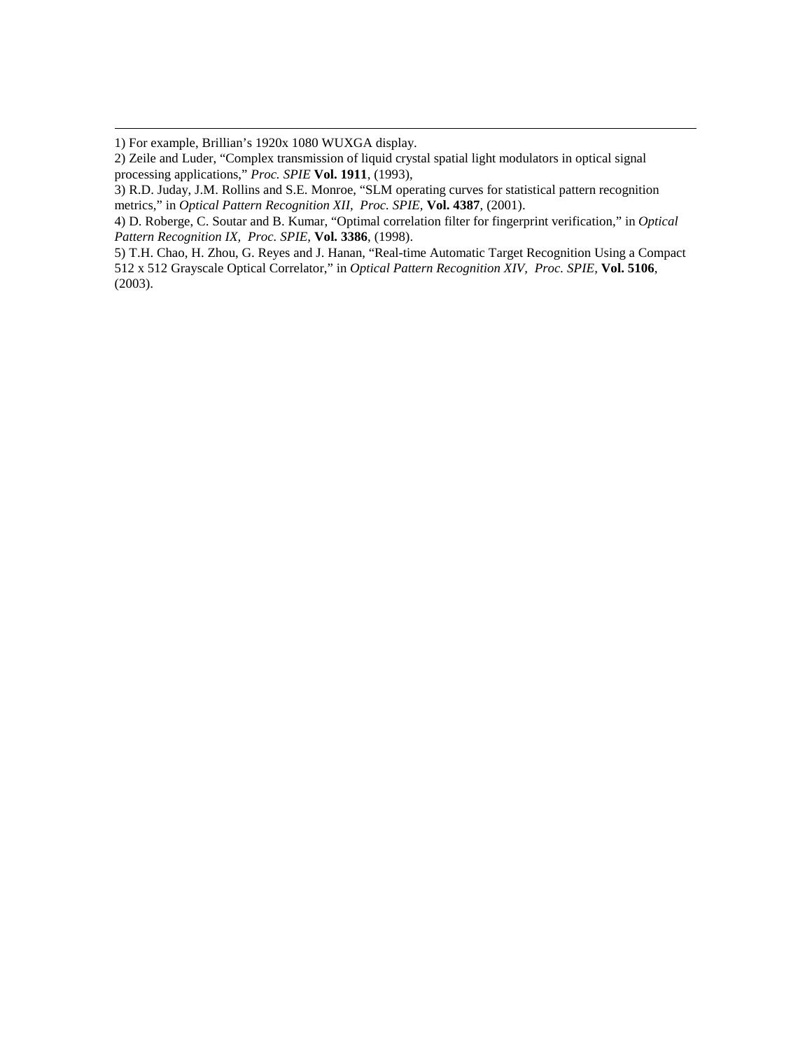1) For example, Brillian’s 1920x 1080 WUXGA display.

2) Zeile and Luder, “Complex transmission of liquid crystal spatial light modulators in optical signal processing applications,” *Proc. SPIE* **Vol. 1911**, (1993),

3) R.D. Juday, J.M. Rollins and S.E. Monroe, “SLM operating curves for statistical pattern recognition metrics,” in *Optical Pattern Recognition XII, Proc. SPIE,* **Vol. 4387**, (2001).

4) D. Roberge, C. Soutar and B. Kumar, “Optimal correlation filter for fingerprint verification,” in *Optical Pattern Recognition IX, Proc. SPIE,* **Vol. 3386**, (1998).

5) T.H. Chao, H. Zhou, G. Reyes and J. Hanan, “Real-time Automatic Target Recognition Using a Compact 512 x 512 Grayscale Optical Correlator,” in *Optical Pattern Recognition XIV, Proc. SPIE,* **Vol. 5106**, (2003).